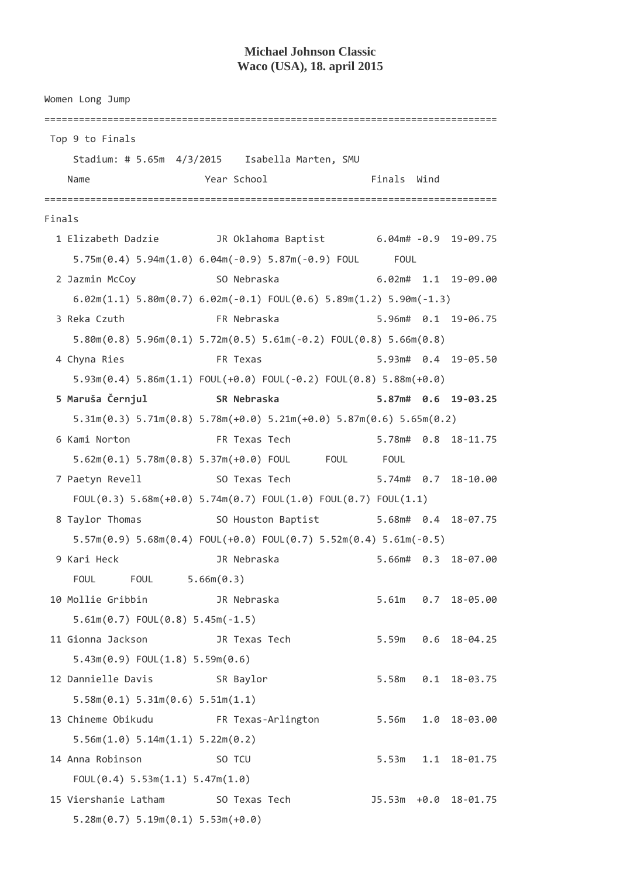**Michael Johnson Classic**
**Waco (USA), 18. april 2015**

```
Women Long Jump

============================================================================
 Top 9 to Finals
     Stadium: # 5.65m  4/3/2015    Isabella Marten, SMU
    Name                    Year School                  Finals  Wind
============================================================================
Finals
  1 Elizabeth Dadzie          JR Oklahoma Baptist         6.04m# -0.9  19-09.75
     5.75m(0.4) 5.94m(1.0) 6.04m(-0.9) 5.87m(-0.9) FOUL      FOUL
  2 Jazmin McCoy              SO Nebraska                 6.02m#  1.1  19-09.00
     6.02m(1.1) 5.80m(0.7) 6.02m(-0.1) FOUL(0.6) 5.89m(1.2) 5.90m(-1.3)
  3 Reka Czuth                FR Nebraska                 5.96m#  0.1  19-06.75
     5.80m(0.8) 5.96m(0.1) 5.72m(0.5) 5.61m(-0.2) FOUL(0.8) 5.66m(0.8)
  4 Chyna Ries                FR Texas                    5.93m#  0.4  19-05.50
     5.93m(0.4) 5.86m(1.1) FOUL(+0.0) FOUL(-0.2) FOUL(0.8) 5.88m(+0.0)
  5 Maruša Černjul            SR Nebraska                 5.87m#  0.6  19-03.25
     5.31m(0.3) 5.71m(0.8) 5.78m(+0.0) 5.21m(+0.0) 5.87m(0.6) 5.65m(0.2)
  6 Kami Norton               FR Texas Tech               5.78m#  0.8  18-11.75
     5.62m(0.1) 5.78m(0.8) 5.37m(+0.0) FOUL      FOUL      FOUL
  7 Paetyn Revell             SO Texas Tech               5.74m#  0.7  18-10.00
     FOUL(0.3) 5.68m(+0.0) 5.74m(0.7) FOUL(1.0) FOUL(0.7) FOUL(1.1)
  8 Taylor Thomas             SO Houston Baptist          5.68m#  0.4  18-07.75
     5.57m(0.9) 5.68m(0.4) FOUL(+0.0) FOUL(0.7) 5.52m(0.4) 5.61m(-0.5)
  9 Kari Heck                 JR Nebraska                 5.66m#  0.3  18-07.00
     FOUL      FOUL      5.66m(0.3)
 10 Mollie Gribbin            JR Nebraska                 5.61m   0.7  18-05.00
     5.61m(0.7) FOUL(0.8) 5.45m(-1.5)
 11 Gionna Jackson            JR Texas Tech               5.59m   0.6  18-04.25
     5.43m(0.9) FOUL(1.8) 5.59m(0.6)
 12 Dannielle Davis           SR Baylor                   5.58m   0.1  18-03.75
     5.58m(0.1) 5.31m(0.6) 5.51m(1.1)
 13 Chineme Obikudu           FR Texas-Arlington          5.56m   1.0  18-03.00
     5.56m(1.0) 5.14m(1.1) 5.22m(0.2)
 14 Anna Robinson             SO TCU                      5.53m   1.1  18-01.75
     FOUL(0.4) 5.53m(1.1) 5.47m(1.0)
 15 Viershanie Latham         SO Texas Tech              J5.53m  +0.0  18-01.75
     5.28m(0.7) 5.19m(0.1) 5.53m(+0.0)
```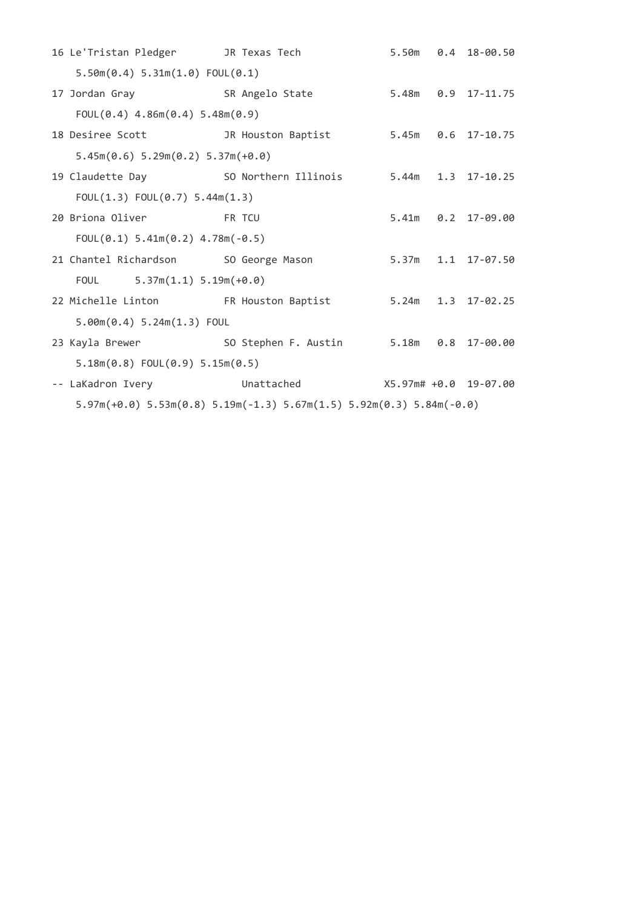```
16 Le'Tristan Pledger       JR Texas Tech              5.50m   0.4  18-00.50
    5.50m(0.4) 5.31m(1.0) FOUL(0.1)
17 Jordan Gray              SR Angelo State            5.48m   0.9  17-11.75
    FOUL(0.4) 4.86m(0.4) 5.48m(0.9)
18 Desiree Scott            JR Houston Baptist         5.45m   0.6  17-10.75
    5.45m(0.6) 5.29m(0.2) 5.37m(+0.0)
19 Claudette Day            SO Northern Illinois       5.44m   1.3  17-10.25
    FOUL(1.3) FOUL(0.7) 5.44m(1.3)
20 Briona Oliver            FR TCU                     5.41m   0.2  17-09.00
    FOUL(0.1) 5.41m(0.2) 4.78m(-0.5)
21 Chantel Richardson       SO George Mason            5.37m   1.1  17-07.50
    FOUL      5.37m(1.1) 5.19m(+0.0)
22 Michelle Linton          FR Houston Baptist         5.24m   1.3  17-02.25
    5.00m(0.4) 5.24m(1.3) FOUL
23 Kayla Brewer             SO Stephen F. Austin       5.18m   0.8  17-00.00
    5.18m(0.8) FOUL(0.9) 5.15m(0.5)
-- LaKadron Ivery              Unattached             X5.97m# +0.0  19-07.00
    5.97m(+0.0) 5.53m(0.8) 5.19m(-1.3) 5.67m(1.5) 5.92m(0.3) 5.84m(-0.0)
```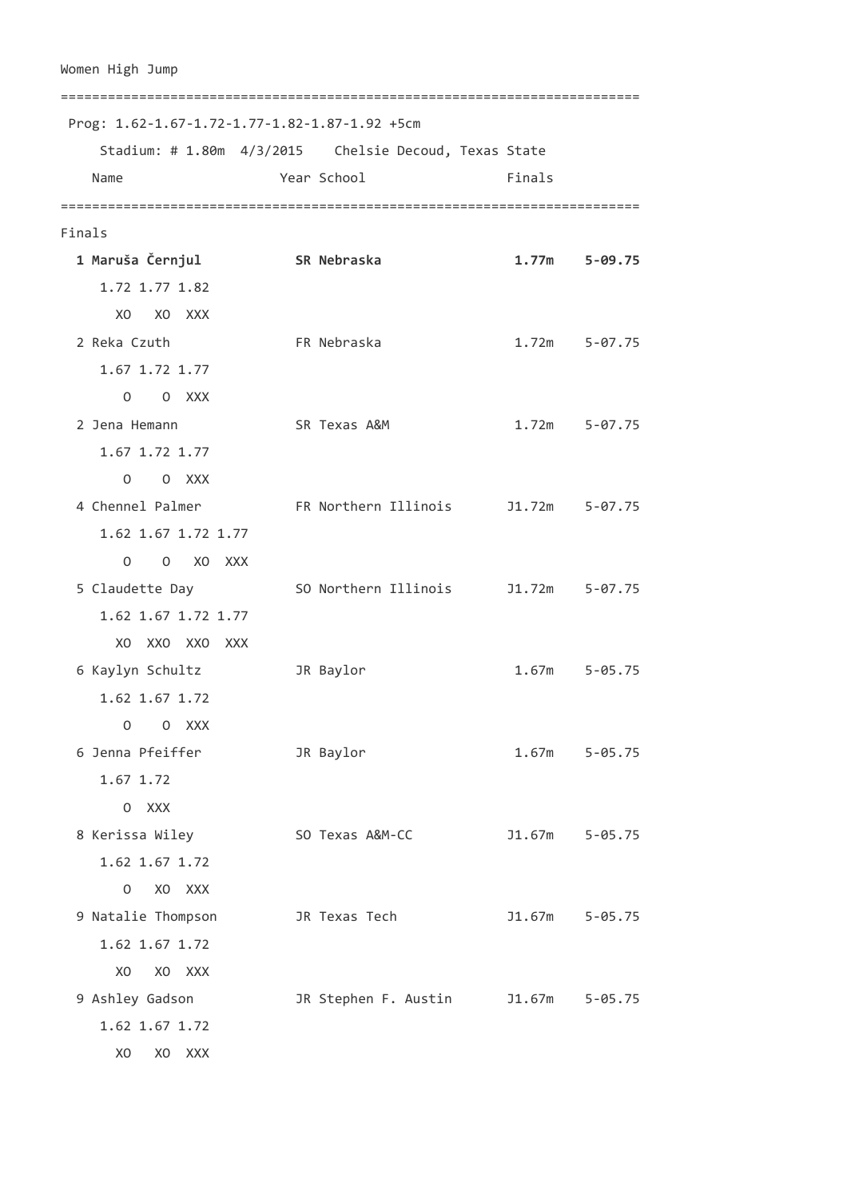Women High Jump

```
=========================================================================
 Prog: 1.62-1.67-1.72-1.77-1.82-1.87-1.92 +5cm
     Stadium: # 1.80m  4/3/2015    Chelsie Decoud, Texas State
    Name                    Year School                  Finals
=========================================================================
Finals
  1 Maruša Černjul          SR Nebraska                 1.77m    5-09.75
     1.72 1.77 1.82
       XO   XO  XXX
  2 Reka Czuth              FR Nebraska                 1.72m    5-07.75
     1.67 1.72 1.77
        O    O  XXX
  2 Jena Hemann             SR Texas A&M                1.72m    5-07.75
     1.67 1.72 1.77
        O    O  XXX
  4 Chennel Palmer          FR Northern Illinois       J1.72m    5-07.75
     1.62 1.67 1.72 1.77
        O    O   XO  XXX
  5 Claudette Day           SO Northern Illinois       J1.72m    5-07.75
     1.62 1.67 1.72 1.77
       XO  XXO  XXO  XXX
  6 Kaylyn Schultz          JR Baylor                   1.67m    5-05.75
     1.62 1.67 1.72
        O    O  XXX
  6 Jenna Pfeiffer          JR Baylor                   1.67m    5-05.75
     1.67 1.72
        O  XXX
  8 Kerissa Wiley           SO Texas A&M-CC            J1.67m    5-05.75
     1.62 1.67 1.72
        O   XO  XXX
  9 Natalie Thompson        JR Texas Tech              J1.67m    5-05.75
     1.62 1.67 1.72
       XO   XO  XXX
  9 Ashley Gadson           JR Stephen F. Austin       J1.67m    5-05.75
     1.62 1.67 1.72
       XO   XO  XXX
```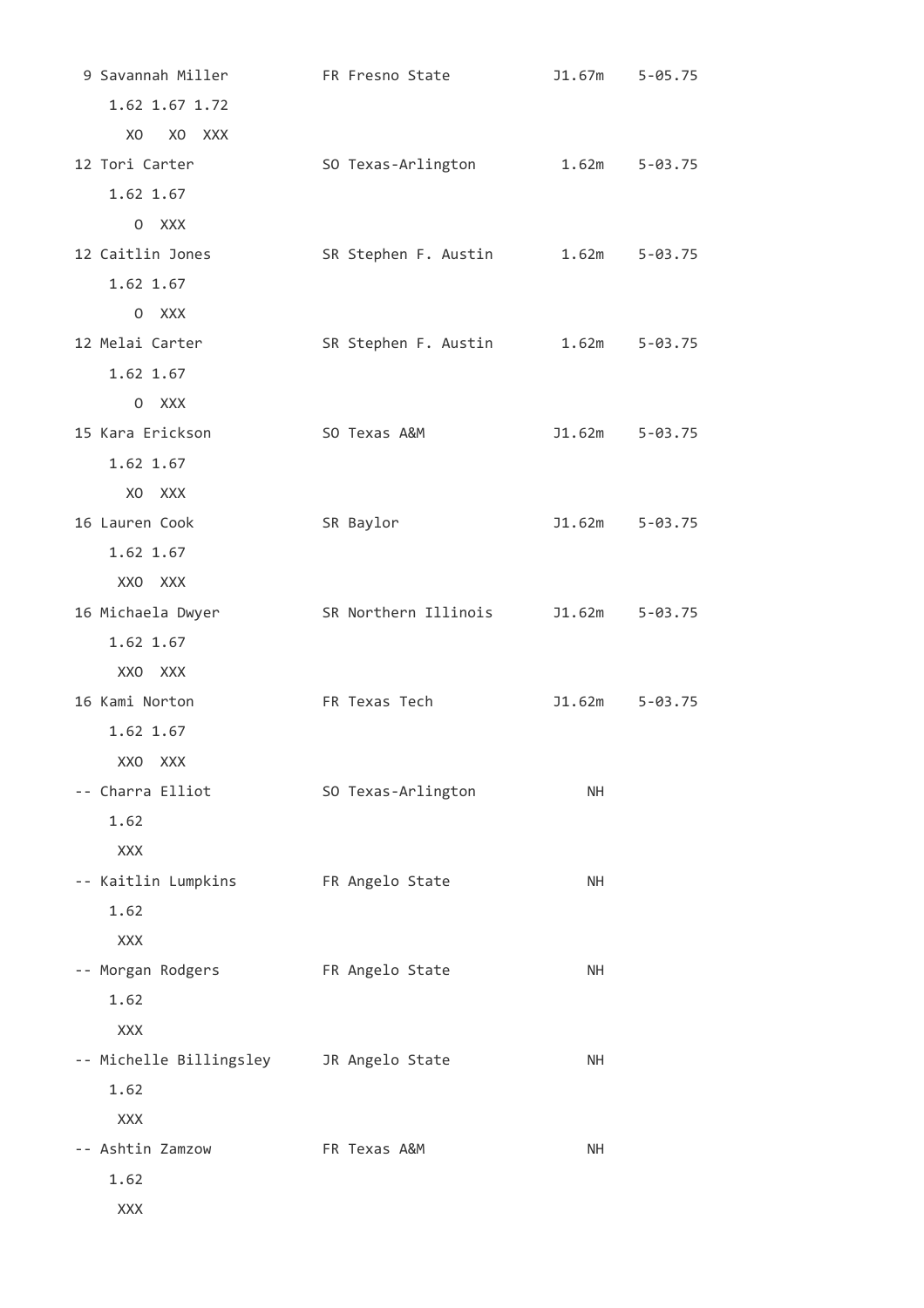```
 9 Savannah Miller          FR Fresno State          J1.67m    5-05.75
     1.62 1.67 1.72
       XO   XO  XXX
12 Tori Carter              SO Texas-Arlington        1.62m    5-03.75
     1.62 1.67
        O  XXX
12 Caitlin Jones            SR Stephen F. Austin      1.62m    5-03.75
     1.62 1.67
        O  XXX
12 Melai Carter             SR Stephen F. Austin      1.62m    5-03.75
     1.62 1.67
        O  XXX
15 Kara Erickson            SO Texas A&M             J1.62m    5-03.75
     1.62 1.67
       XO  XXX
16 Lauren Cook              SR Baylor                J1.62m    5-03.75
     1.62 1.67
      XXO  XXX
16 Michaela Dwyer           SR Northern Illinois     J1.62m    5-03.75
     1.62 1.67
      XXO  XXX
16 Kami Norton              FR Texas Tech            J1.62m    5-03.75
     1.62 1.67
      XXO  XXX
-- Charra Elliot            SO Texas-Arlington           NH
     1.62
      XXX
-- Kaitlin Lumpkins         FR Angelo State              NH
     1.62
      XXX
-- Morgan Rodgers           FR Angelo State              NH
     1.62
      XXX
-- Michelle Billingsley     JR Angelo State              NH
     1.62
      XXX
-- Ashtin Zamzow            FR Texas A&M                 NH
     1.62
      XXX
```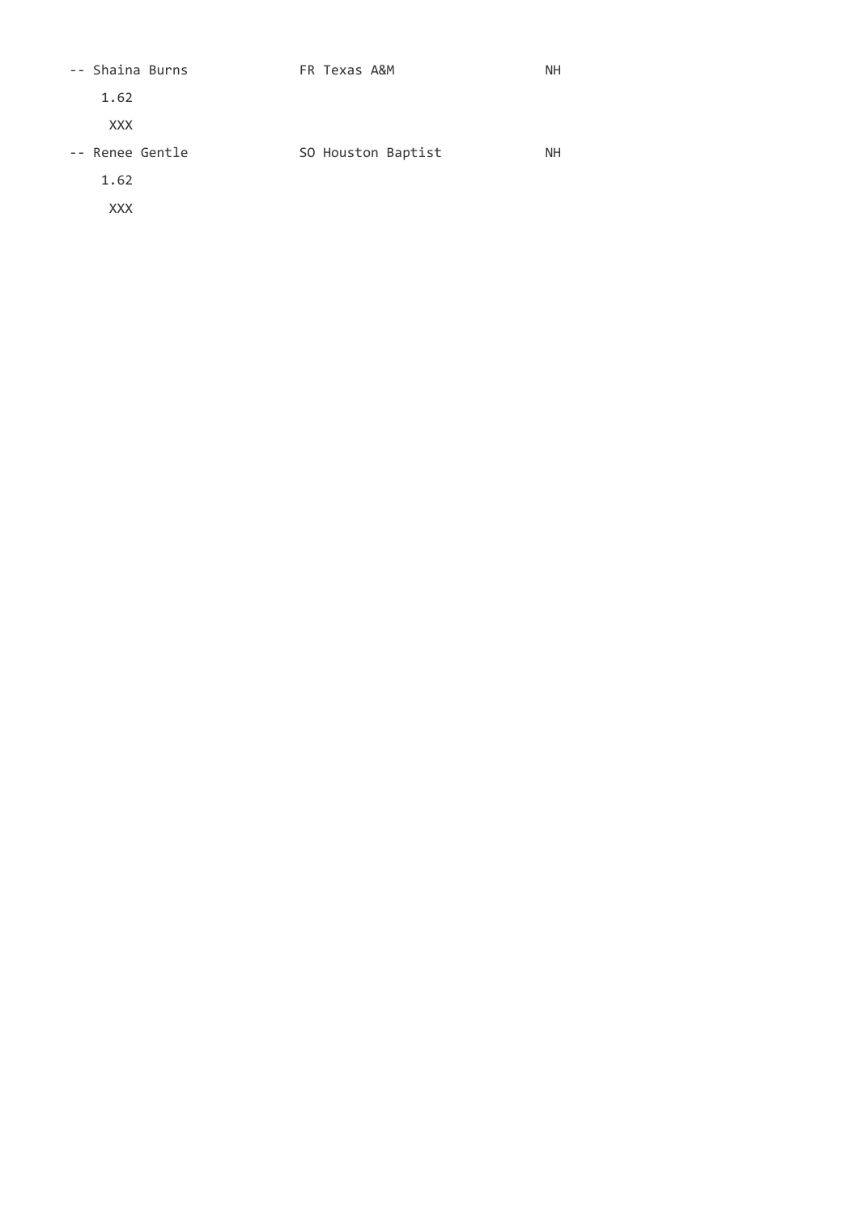```
-- Shaina Burns            FR Texas A&M              NH
    1.62
     XXX
-- Renee Gentle            SO Houston Baptist        NH
    1.62
     XXX
```